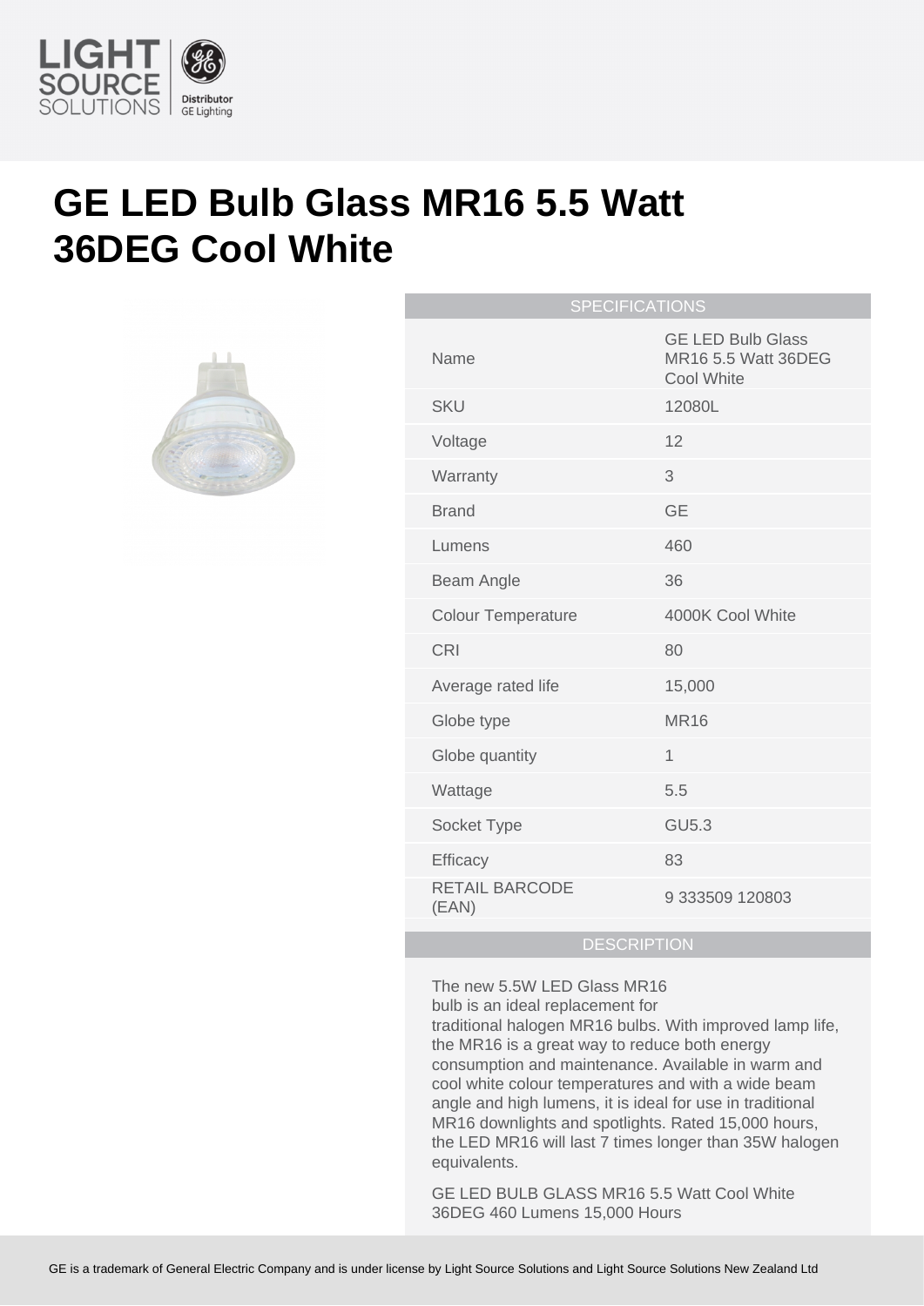# GE LED Bulb Glass MR16 5.5 Watt 36DEG Cool White

| SPECIFICATIONS | |
|---|---|
| Name | GE LED Bulb Glass MR16 5.5 Watt 36DEG Cool White |
| SKU | 12080L |
| Voltage | 12 |
| Warranty | 3 |
| Brand | GE |
| Lumens | 460 |
| Beam Angle | 36 |
| Colour Temperature | 4000K Cool White |
| CRI | 80 |
| Average rated life | 15,000 |
| Globe type | MR16 |
| Globe quantity | 1 |
| Wattage | 5.5 |
| Socket Type | GU5.3 |
| Efficacy | 83 |
| RETAIL BARCODE (EAN) | 9 333509 120803 |

## DESCRIPTION

The new 5.5W LED Glass MR16 bulb is an ideal replacement for traditional halogen MR16 bulbs. With improved lamp life, the MR16 is a great way to reduce both energy consumption and maintenance. Available in warm and cool white colour temperatures and with a wide beam angle and high lumens, it is ideal for use in traditional MR16 downlights and spotlights. Rated 15,000 hours, the LED MR16 will last 7 times longer than 35W halogen equivalents.

GE LED BULB GLASS MR16 5.5 Watt Cool White 36DEG 460 Lumens 15,000 Hours

GE is a trademark of General Electric Company and is under license by Light Source Solutions and Light Source Solutions New Zealand Ltd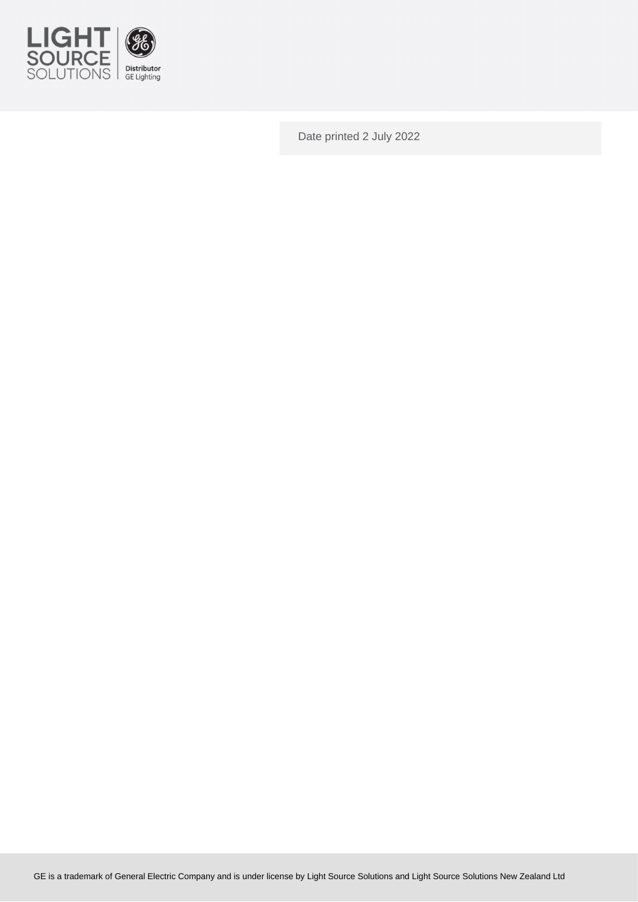Date printed 2 July 2022

GE is a trademark of General Electric Company and is under license by Light Source Solutions and Light Source Solutions New Zealand Ltd